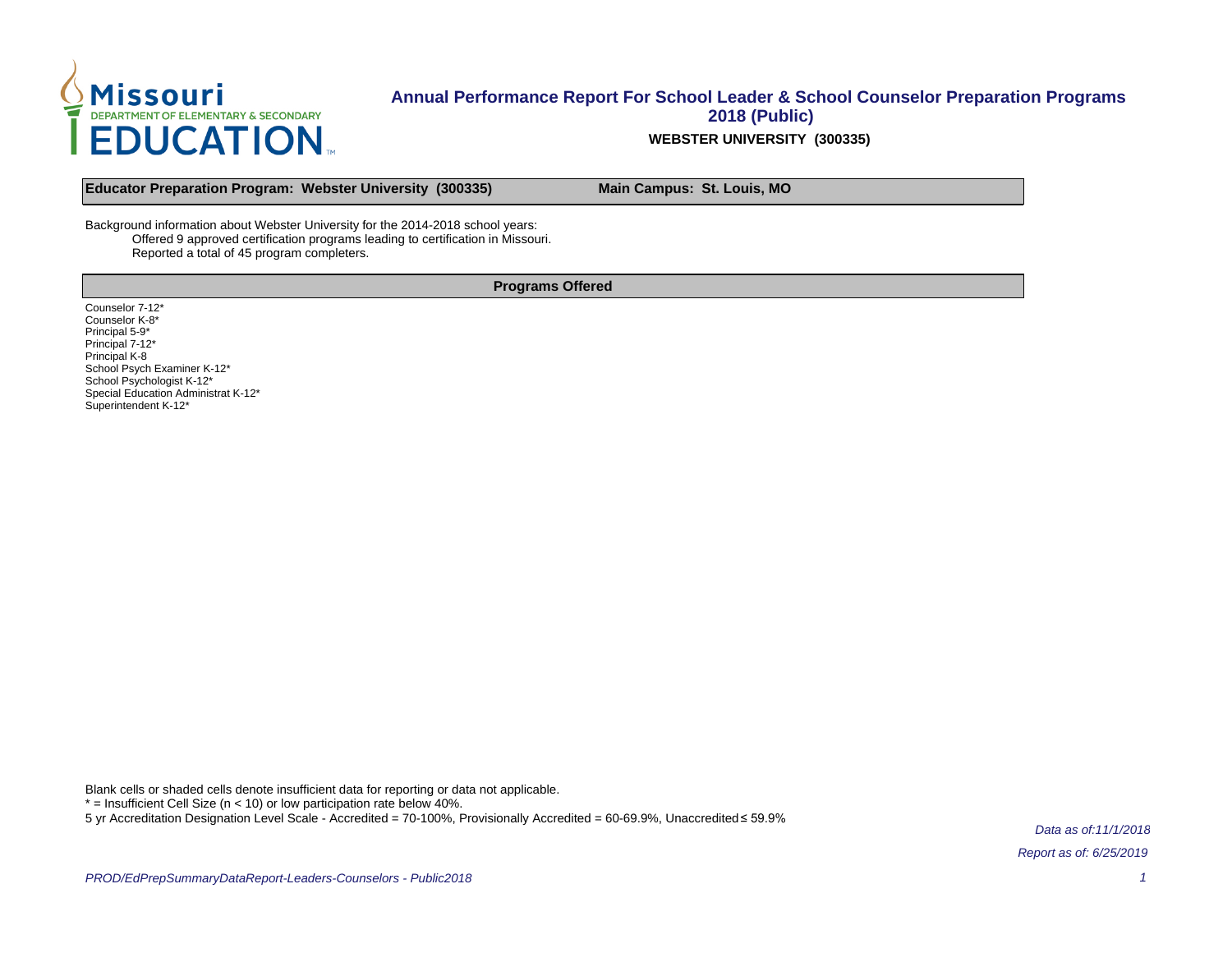# Annual Performance Report For School Leader & School Counselor Preparation Programs
## 2018 (Public)

**WEBSTER UNIVERSITY (300335)**

**Educator Preparation Program: Webster University (300335)** **Main Campus: St. Louis, MO**

Background information about Webster University for the 2014-2018 school years:
Offered 9 approved certification programs leading to certification in Missouri.
Reported a total of 45 program completers.

**Programs Offered**

Counselor 7-12*
Counselor K-8*
Principal 5-9*
Principal 7-12*
Principal K-8
School Psych Examiner K-12*
School Psychologist K-12*
Special Education Administrat K-12*
Superintendent K-12*

Blank cells or shaded cells denote insufficient data for reporting or data not applicable.
* = Insufficient Cell Size (n < 10) or low participation rate below 40%.
5 yr Accreditation Designation Level Scale - Accredited = 70-100%, Provisionally Accredited = 60-69.9%, Unaccredited ≤ 59.9%

*Data as of:11/1/2018*

*Report as of: 6/25/2019*

*PROD/EdPrepSummaryDataReport-Leaders-Counselors - Public2018*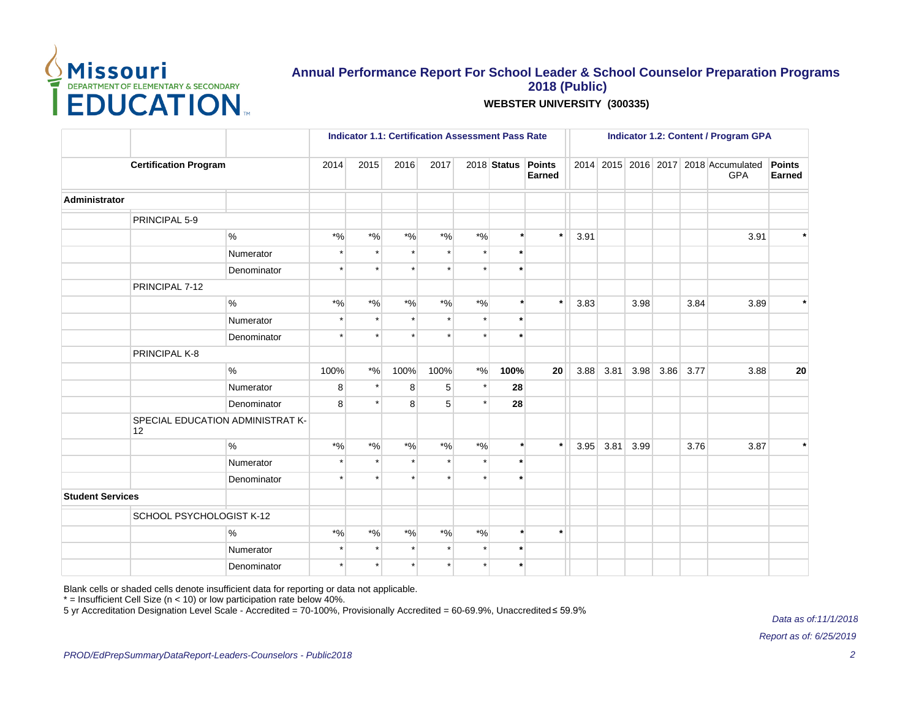# Annual Performance Report For School Leader & School Counselor Preparation Programs 2018 (Public)

**WEBSTER UNIVERSITY (300335)**

| | | | Indicator 1.1: Certification Assessment Pass Rate | | | | | | | Indicator 1.2: Content / Program GPA | | | | | | |
|---|---|---|---|---|---|---|---|---|---|---|---|---|---|---|---|---|
| **Certification Program** | | | 2014 | 2015 | 2016 | 2017 | 2018 | **Status** | **Points Earned** | 2014 | 2015 | 2016 | 2017 | 2018 | Accumulated GPA | **Points Earned** |
| **Administrator** | | | | | | | | | | | | | | | | |
| | PRINCIPAL 5-9 | | | | | | | | | | | | | | | |
| | | % | *% | *% | *% | *% | *% | * | * | 3.91 | | | | | 3.91 | * |
| | | Numerator | * | * | * | * | * | * | | | | | | | | |
| | | Denominator | * | * | * | * | * | * | | | | | | | | |
| | PRINCIPAL 7-12 | | | | | | | | | | | | | | | |
| | | % | *% | *% | *% | *% | *% | * | * | 3.83 | | 3.98 | | 3.84 | 3.89 | * |
| | | Numerator | * | * | * | * | * | * | | | | | | | | |
| | | Denominator | * | * | * | * | * | * | | | | | | | | |
| | PRINCIPAL K-8 | | | | | | | | | | | | | | | |
| | | % | 100% | *% | 100% | 100% | *% | **100%** | **20** | 3.88 | 3.81 | 3.98 | 3.86 | 3.77 | 3.88 | **20** |
| | | Numerator | 8 | * | 8 | 5 | * | **28** | | | | | | | | |
| | | Denominator | 8 | * | 8 | 5 | * | **28** | | | | | | | | |
| | SPECIAL EDUCATION ADMINISTRAT K-12 | | | | | | | | | | | | | | | |
| | | % | *% | *% | *% | *% | *% | * | * | 3.95 | 3.81 | 3.99 | | 3.76 | 3.87 | * |
| | | Numerator | * | * | * | * | * | * | | | | | | | | |
| | | Denominator | * | * | * | * | * | * | | | | | | | | |
| **Student Services** | | | | | | | | | | | | | | | | |
| | SCHOOL PSYCHOLOGIST K-12 | | | | | | | | | | | | | | | |
| | | % | *% | *% | *% | *% | *% | * | * | | | | | | | |
| | | Numerator | * | * | * | * | * | * | | | | | | | | |
| | | Denominator | * | * | * | * | * | * | | | | | | | | |

Blank cells or shaded cells denote insufficient data for reporting or data not applicable.
* = Insufficient Cell Size (n < 10) or low participation rate below 40%.
5 yr Accreditation Designation Level Scale - Accredited = 70-100%, Provisionally Accredited = 60-69.9%, Unaccredited ≤ 59.9%

*Data as of:11/1/2018*

*Report as of: 6/25/2019*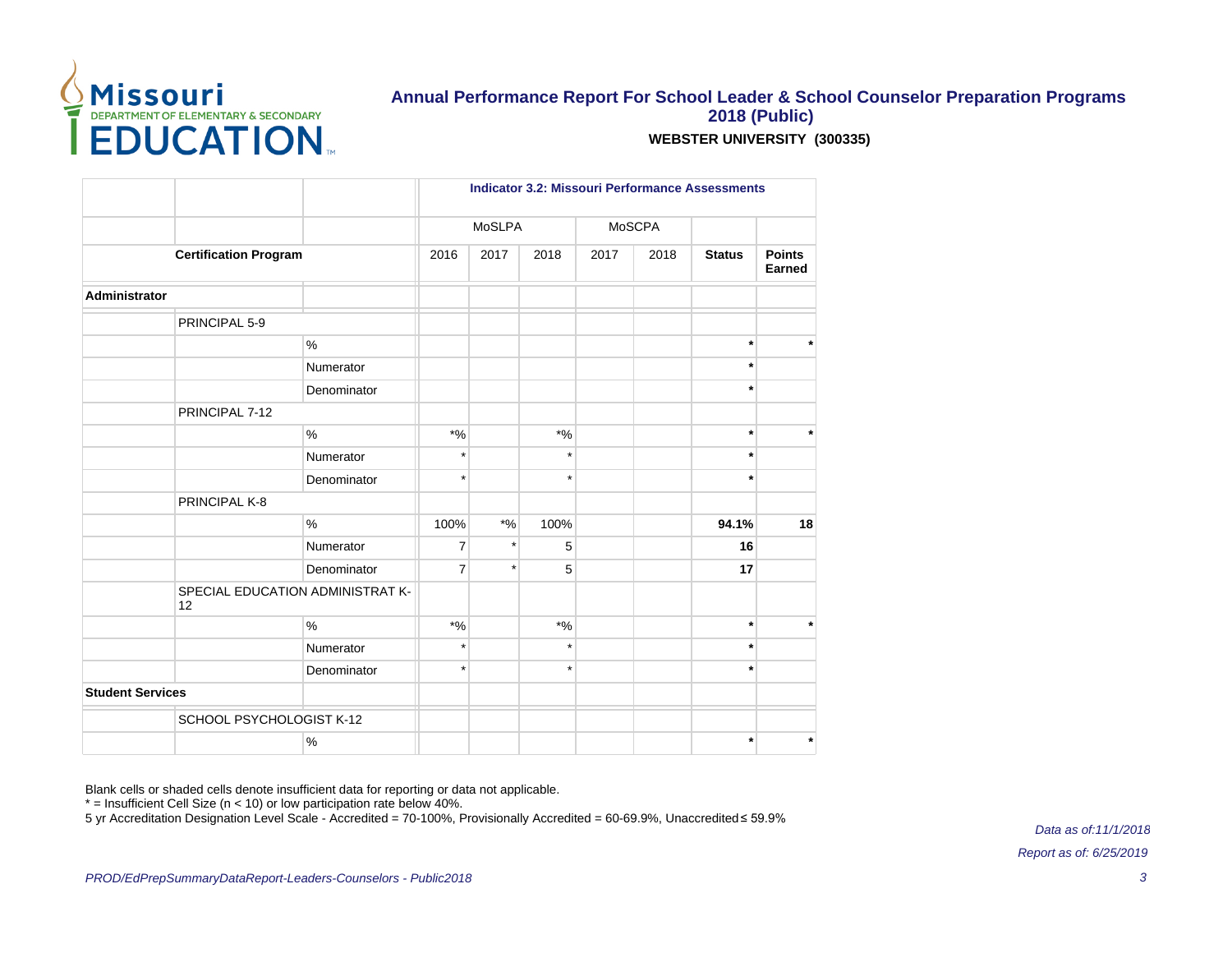## Annual Performance Report For School Leader & School Counselor Preparation Programs
## 2018 (Public)

**WEBSTER UNIVERSITY (300335)**

| | | | Indicator 3.2: Missouri Performance Assessments | | | | | | |
|---|---|---|---|---|---|---|---|---|---|
| | | | MoSLPA | | | MoSCPA | | | |
| **Certification Program** | | | 2016 | 2017 | 2018 | 2017 | 2018 | **Status** | **Points Earned** |
| **Administrator** | | | | | | | | | |
| | PRINCIPAL 5-9 | | | | | | | | |
| | | % | | | | | | * | * |
| | | Numerator | | | | | | * | |
| | | Denominator | | | | | | * | |
| | PRINCIPAL 7-12 | | | | | | | | |
| | | % | *% | | *% | | | * | * |
| | | Numerator | * | | * | | | * | |
| | | Denominator | * | | * | | | * | |
| | PRINCIPAL K-8 | | | | | | | | |
| | | % | 100% | *% | 100% | | | **94.1%** | **18** |
| | | Numerator | 7 | * | 5 | | | **16** | |
| | | Denominator | 7 | * | 5 | | | **17** | |
| | SPECIAL EDUCATION ADMINISTRAT K-12 | | | | | | | | |
| | | % | *% | | *% | | | * | * |
| | | Numerator | * | | * | | | * | |
| | | Denominator | * | | * | | | * | |
| **Student Services** | | | | | | | | | |
| | SCHOOL PSYCHOLOGIST K-12 | | | | | | | | |
| | | % | | | | | | * | * |

Blank cells or shaded cells denote insufficient data for reporting or data not applicable.
* = Insufficient Cell Size (n < 10) or low participation rate below 40%.
5 yr Accreditation Designation Level Scale - Accredited = 70-100%, Provisionally Accredited = 60-69.9%, Unaccredited ≤ 59.9%

*Data as of:11/1/2018*

*Report as of: 6/25/2019*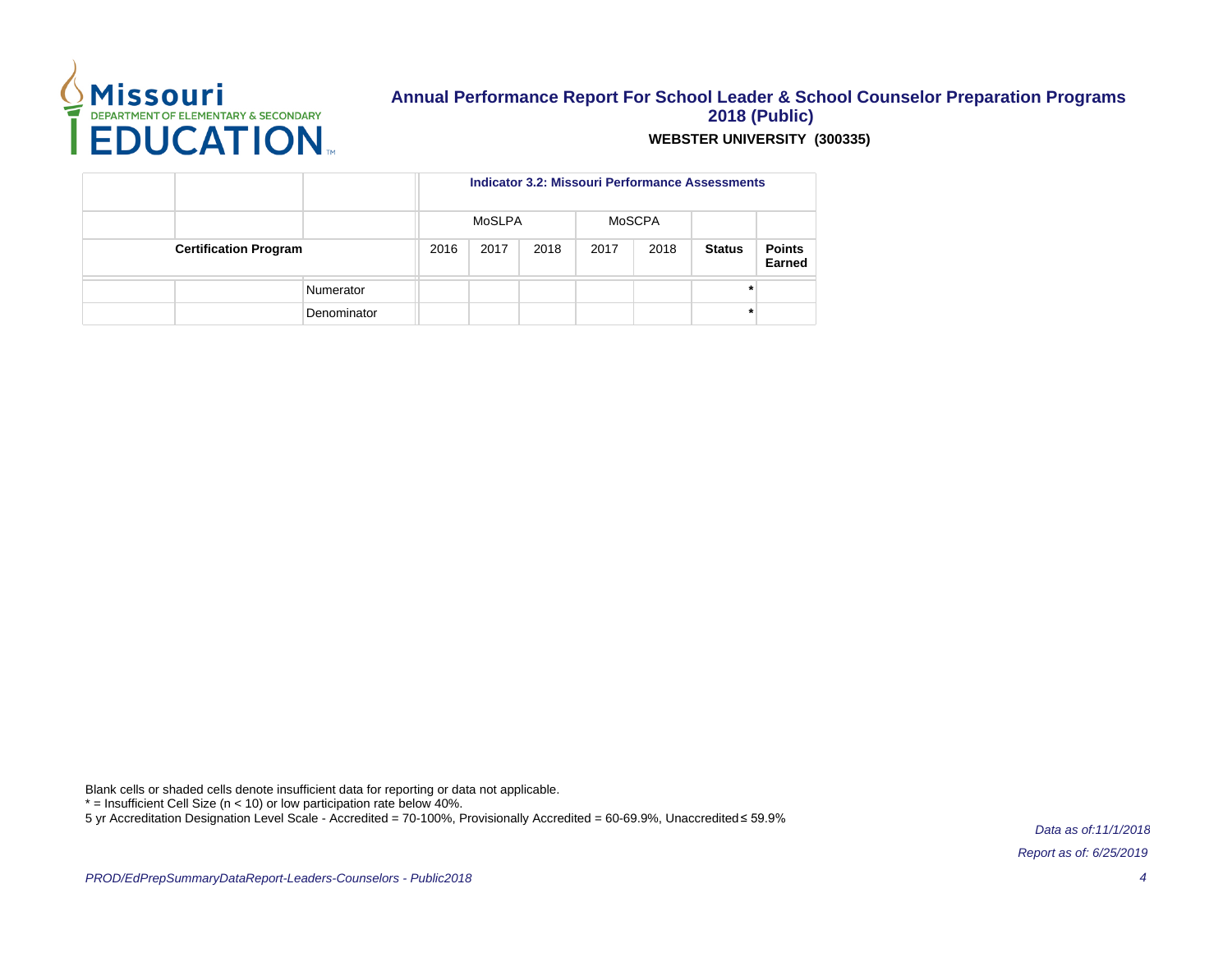## Annual Performance Report For School Leader & School Counselor Preparation Programs 2018 (Public)

**WEBSTER UNIVERSITY (300335)**

| | | | **Indicator 3.2: Missouri Performance Assessments** | | | | | | |
|---|---|---|---|---|---|---|---|---|---|
| | | | MoSLPA | | | MoSCPA | | | |
| **Certification Program** | | | 2016 | 2017 | 2018 | 2017 | 2018 | **Status** | **Points Earned** |
| | | Numerator | | | | | | * | |
| | | Denominator | | | | | | * | |

Blank cells or shaded cells denote insufficient data for reporting or data not applicable.
* = Insufficient Cell Size (n < 10) or low participation rate below 40%.
5 yr Accreditation Designation Level Scale - Accredited = 70-100%, Provisionally Accredited = 60-69.9%, Unaccredited ≤ 59.9%

*Data as of:11/1/2018*

*Report as of: 6/25/2019*

*PROD/EdPrepSummaryDataReport-Leaders-Counselors - Public2018*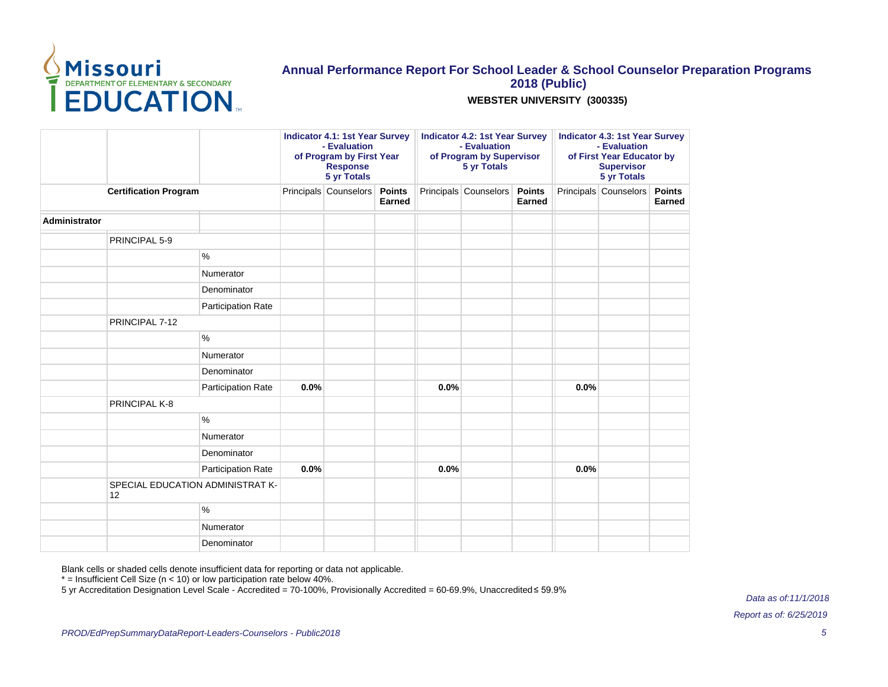# Annual Performance Report For School Leader & School Counselor Preparation Programs 2018 (Public)

**WEBSTER UNIVERSITY (300335)**

| | | | Indicator 4.1: 1st Year Survey - Evaluation of Program by First Year Response 5 yr Totals | | | Indicator 4.2: 1st Year Survey - Evaluation of Program by Supervisor 5 yr Totals | | | Indicator 4.3: 1st Year Survey - Evaluation of First Year Educator by Supervisor 5 yr Totals | | |
|---|---|---|---|---|---|---|---|---|---|---|---|
| **Certification Program** | | | Principals | Counselors | **Points Earned** | Principals | Counselors | **Points Earned** | Principals | Counselors | **Points Earned** |
| **Administrator** | | | | | | | | | | | |
| | PRINCIPAL 5-9 | | | | | | | | | | |
| | | % | | | | | | | | | |
| | | Numerator | | | | | | | | | |
| | | Denominator | | | | | | | | | |
| | | Participation Rate | | | | | | | | | |
| | PRINCIPAL 7-12 | | | | | | | | | | |
| | | % | | | | | | | | | |
| | | Numerator | | | | | | | | | |
| | | Denominator | | | | | | | | | |
| | | Participation Rate | **0.0%** | | | **0.0%** | | | **0.0%** | | |
| | PRINCIPAL K-8 | | | | | | | | | | |
| | | % | | | | | | | | | |
| | | Numerator | | | | | | | | | |
| | | Denominator | | | | | | | | | |
| | | Participation Rate | **0.0%** | | | **0.0%** | | | **0.0%** | | |
| | SPECIAL EDUCATION ADMINISTRAT K-12 | | | | | | | | | | |
| | | % | | | | | | | | | |
| | | Numerator | | | | | | | | | |
| | | Denominator | | | | | | | | | |

Blank cells or shaded cells denote insufficient data for reporting or data not applicable.
* = Insufficient Cell Size (n < 10) or low participation rate below 40%.
5 yr Accreditation Designation Level Scale - Accredited = 70-100%, Provisionally Accredited = 60-69.9%, Unaccredited ≤ 59.9%

*Data as of:11/1/2018*

*Report as of: 6/25/2019*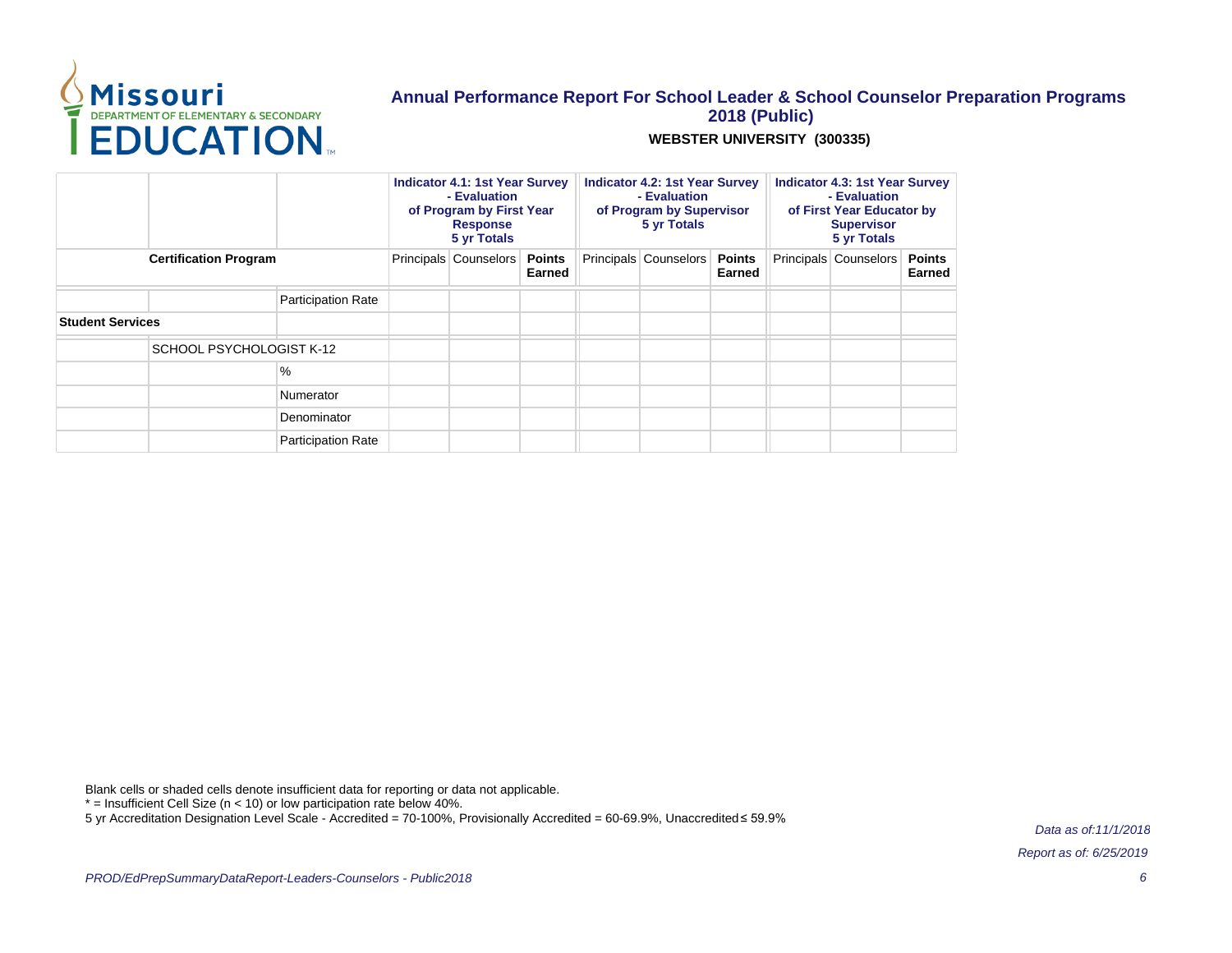# Annual Performance Report For School Leader & School Counselor Preparation Programs 2018 (Public)

**WEBSTER UNIVERSITY (300335)**

| | | | Indicator 4.1: 1st Year Survey - Evaluation of Program by First Year Response 5 yr Totals | | | Indicator 4.2: 1st Year Survey - Evaluation of Program by Supervisor 5 yr Totals | | | Indicator 4.3: 1st Year Survey - Evaluation of First Year Educator by Supervisor 5 yr Totals | | |
|---|---|---|---|---|---|---|---|---|---|---|---|
| **Certification Program** | | | Principals | Counselors | **Points Earned** | Principals | Counselors | **Points Earned** | Principals | Counselors | **Points Earned** |
| | | Participation Rate | | | | | | | | | |
| **Student Services** | | | | | | | | | | | |
| | SCHOOL PSYCHOLOGIST K-12 | | | | | | | | | | |
| | | % | | | | | | | | | |
| | | Numerator | | | | | | | | | |
| | | Denominator | | | | | | | | | |
| | | Participation Rate | | | | | | | | | |

Blank cells or shaded cells denote insufficient data for reporting or data not applicable.
* = Insufficient Cell Size (n < 10) or low participation rate below 40%.
5 yr Accreditation Designation Level Scale - Accredited = 70-100%, Provisionally Accredited = 60-69.9%, Unaccredited ≤ 59.9%

*Data as of:11/1/2018*

*Report as of: 6/25/2019*

*PROD/EdPrepSummaryDataReport-Leaders-Counselors - Public2018*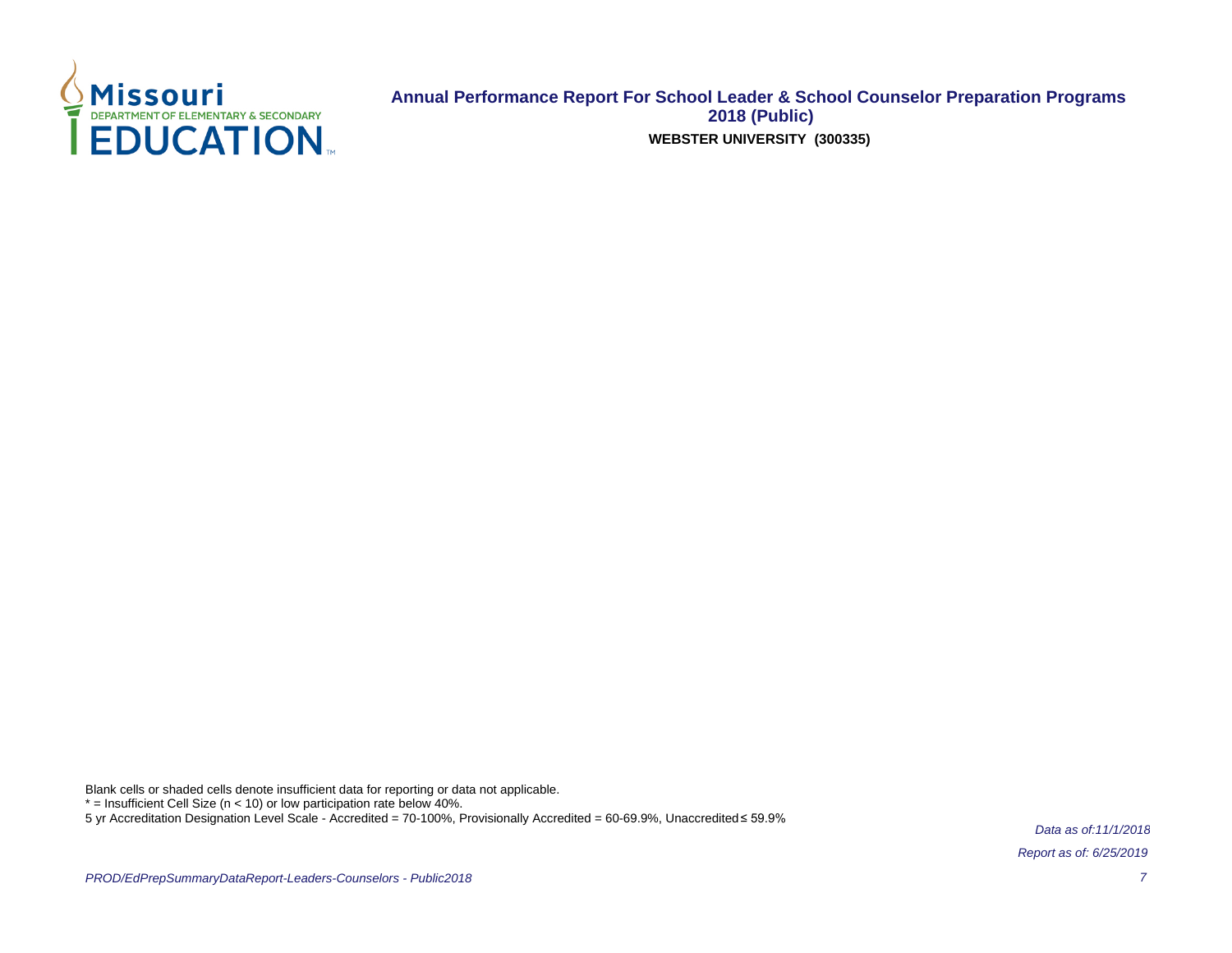# Annual Performance Report For School Leader & School Counselor Preparation Programs
## 2018 (Public)
**WEBSTER UNIVERSITY (300335)**

Blank cells or shaded cells denote insufficient data for reporting or data not applicable.
* = Insufficient Cell Size (n < 10) or low participation rate below 40%.
5 yr Accreditation Designation Level Scale - Accredited = 70-100%, Provisionally Accredited = 60-69.9%, Unaccredited ≤ 59.9%

*Data as of:11/1/2018*

*Report as of: 6/25/2019*

*PROD/EdPrepSummaryDataReport-Leaders-Counselors - Public2018*